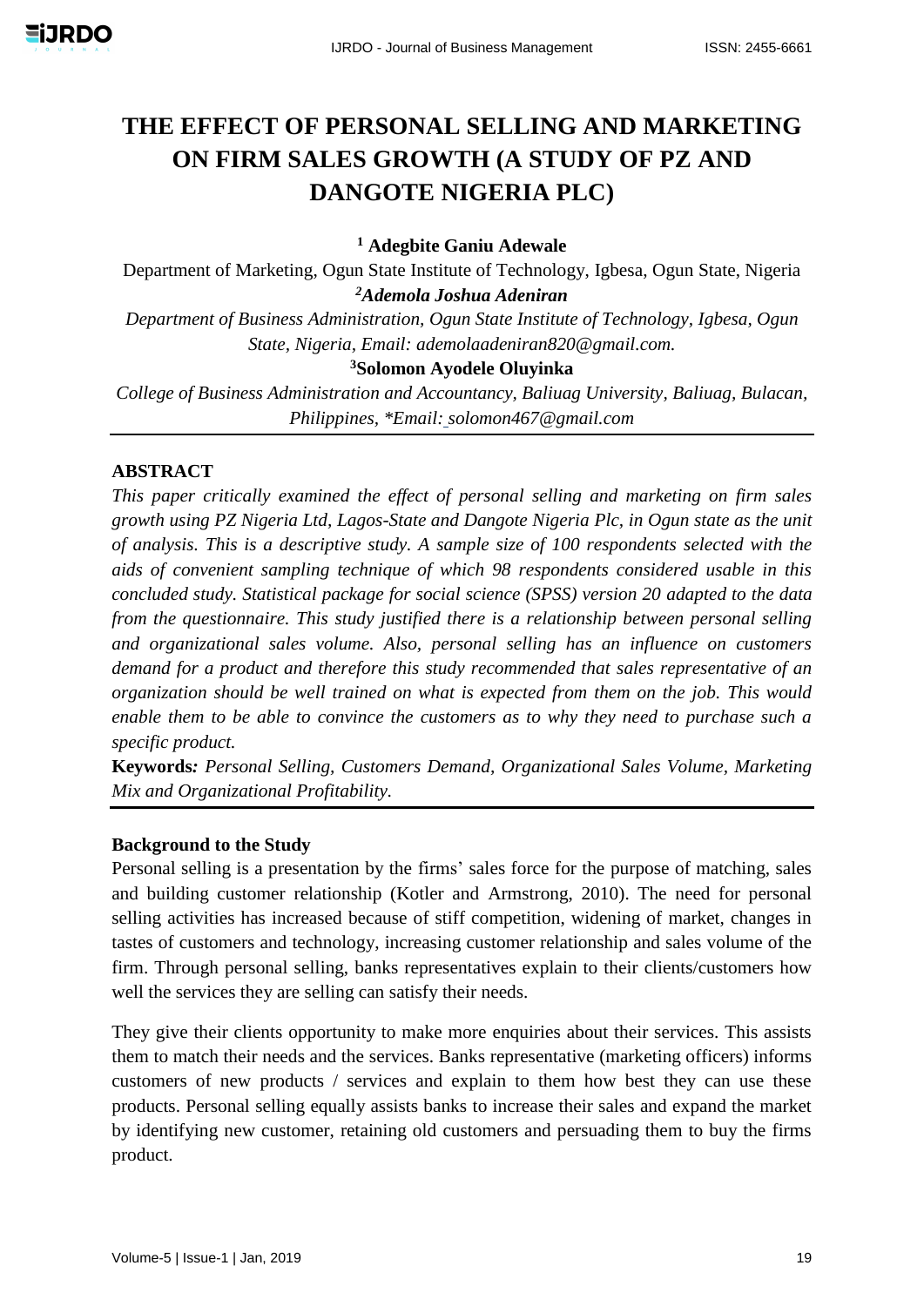# THE EFFECT OF PERSONAL SELLING AND MARKETING ON FIRM SALES GROWTH (A STUDY OF PZ AND DANGOTE NIGERIA PLC)

[1] **Adegbite Ganiu Adewale**

Department of Marketing, Ogun State Institute of Technology, Igbesa, Ogun State, Nigeria

[2]***Ademola Joshua Adeniran***

*Department of Business Administration, Ogun State Institute of Technology, Igbesa, Ogun State, Nigeria, Email: ademolaadeniran820@gmail.com.*

[3]**Solomon Ayodele Oluyinka**

*College of Business Administration and Accountancy, Baliuag University, Baliuag, Bulacan, Philippines, *Email: solomon467@gmail.com*

## ABSTRACT

*This paper critically examined the effect of personal selling and marketing on firm sales growth using PZ Nigeria Ltd, Lagos-State and Dangote Nigeria Plc, in Ogun state as the unit of analysis. This is a descriptive study. A sample size of 100 respondents selected with the aids of convenient sampling technique of which 98 respondents considered usable in this concluded study. Statistical package for social science (SPSS) version 20 adapted to the data from the questionnaire. This study justified there is a relationship between personal selling and organizational sales volume. Also, personal selling has an influence on customers demand for a product and therefore this study recommended that sales representative of an organization should be well trained on what is expected from them on the job. This would enable them to be able to convince the customers as to why they need to purchase such a specific product.*

**Keywords***:* *Personal Selling, Customers Demand, Organizational Sales Volume, Marketing Mix and Organizational Profitability.*

## Background to the Study

Personal selling is a presentation by the firms' sales force for the purpose of matching, sales and building customer relationship (Kotler and Armstrong, 2010). The need for personal selling activities has increased because of stiff competition, widening of market, changes in tastes of customers and technology, increasing customer relationship and sales volume of the firm. Through personal selling, banks representatives explain to their clients/customers how well the services they are selling can satisfy their needs.

They give their clients opportunity to make more enquiries about their services. This assists them to match their needs and the services. Banks representative (marketing officers) informs customers of new products / services and explain to them how best they can use these products. Personal selling equally assists banks to increase their sales and expand the market by identifying new customer, retaining old customers and persuading them to buy the firms product.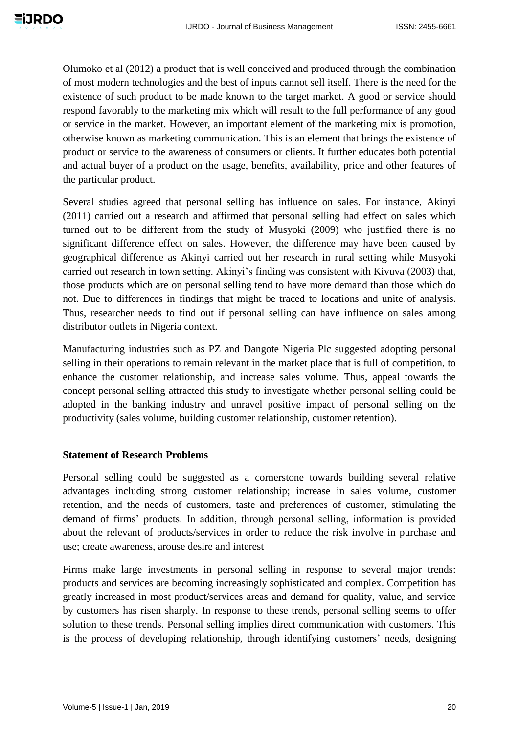Olumoko et al (2012) a product that is well conceived and produced through the combination of most modern technologies and the best of inputs cannot sell itself. There is the need for the existence of such product to be made known to the target market. A good or service should respond favorably to the marketing mix which will result to the full performance of any good or service in the market. However, an important element of the marketing mix is promotion, otherwise known as marketing communication. This is an element that brings the existence of product or service to the awareness of consumers or clients. It further educates both potential and actual buyer of a product on the usage, benefits, availability, price and other features of the particular product.

Several studies agreed that personal selling has influence on sales. For instance, Akinyi (2011) carried out a research and affirmed that personal selling had effect on sales which turned out to be different from the study of Musyoki (2009) who justified there is no significant difference effect on sales. However, the difference may have been caused by geographical difference as Akinyi carried out her research in rural setting while Musyoki carried out research in town setting. Akinyi's finding was consistent with Kivuva (2003) that, those products which are on personal selling tend to have more demand than those which do not. Due to differences in findings that might be traced to locations and unite of analysis. Thus, researcher needs to find out if personal selling can have influence on sales among distributor outlets in Nigeria context.

Manufacturing industries such as PZ and Dangote Nigeria Plc suggested adopting personal selling in their operations to remain relevant in the market place that is full of competition, to enhance the customer relationship, and increase sales volume. Thus, appeal towards the concept personal selling attracted this study to investigate whether personal selling could be adopted in the banking industry and unravel positive impact of personal selling on the productivity (sales volume, building customer relationship, customer retention).

## Statement of Research Problems

Personal selling could be suggested as a cornerstone towards building several relative advantages including strong customer relationship; increase in sales volume, customer retention, and the needs of customers, taste and preferences of customer, stimulating the demand of firms' products. In addition, through personal selling, information is provided about the relevant of products/services in order to reduce the risk involve in purchase and use; create awareness, arouse desire and interest

Firms make large investments in personal selling in response to several major trends: products and services are becoming increasingly sophisticated and complex. Competition has greatly increased in most product/services areas and demand for quality, value, and service by customers has risen sharply. In response to these trends, personal selling seems to offer solution to these trends. Personal selling implies direct communication with customers. This is the process of developing relationship, through identifying customers' needs, designing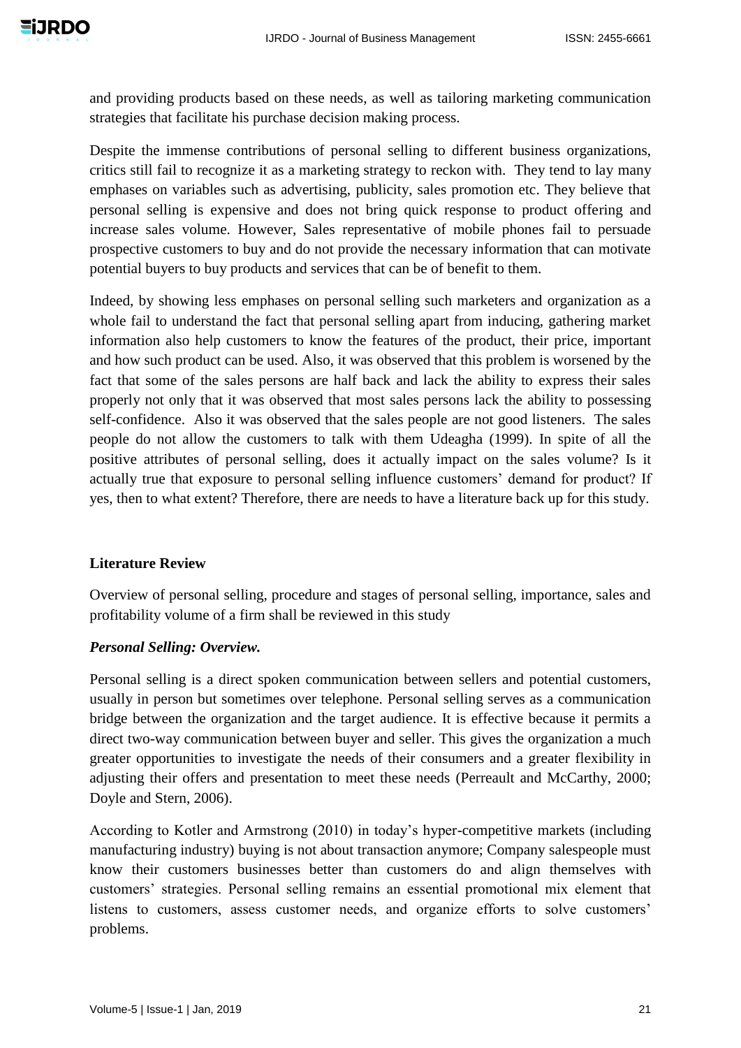and providing products based on these needs, as well as tailoring marketing communication strategies that facilitate his purchase decision making process.

Despite the immense contributions of personal selling to different business organizations, critics still fail to recognize it as a marketing strategy to reckon with. They tend to lay many emphases on variables such as advertising, publicity, sales promotion etc. They believe that personal selling is expensive and does not bring quick response to product offering and increase sales volume. However, Sales representative of mobile phones fail to persuade prospective customers to buy and do not provide the necessary information that can motivate potential buyers to buy products and services that can be of benefit to them.

Indeed, by showing less emphases on personal selling such marketers and organization as a whole fail to understand the fact that personal selling apart from inducing, gathering market information also help customers to know the features of the product, their price, important and how such product can be used. Also, it was observed that this problem is worsened by the fact that some of the sales persons are half back and lack the ability to express their sales properly not only that it was observed that most sales persons lack the ability to possessing self-confidence. Also it was observed that the sales people are not good listeners. The sales people do not allow the customers to talk with them Udeagha (1999). In spite of all the positive attributes of personal selling, does it actually impact on the sales volume? Is it actually true that exposure to personal selling influence customers' demand for product? If yes, then to what extent? Therefore, there are needs to have a literature back up for this study.

**Literature Review**

Overview of personal selling, procedure and stages of personal selling, importance, sales and profitability volume of a firm shall be reviewed in this study

***Personal Selling: Overview.***

Personal selling is a direct spoken communication between sellers and potential customers, usually in person but sometimes over telephone. Personal selling serves as a communication bridge between the organization and the target audience. It is effective because it permits a direct two-way communication between buyer and seller. This gives the organization a much greater opportunities to investigate the needs of their consumers and a greater flexibility in adjusting their offers and presentation to meet these needs (Perreault and McCarthy, 2000; Doyle and Stern, 2006).

According to Kotler and Armstrong (2010) in today's hyper-competitive markets (including manufacturing industry) buying is not about transaction anymore; Company salespeople must know their customers businesses better than customers do and align themselves with customers' strategies. Personal selling remains an essential promotional mix element that listens to customers, assess customer needs, and organize efforts to solve customers' problems.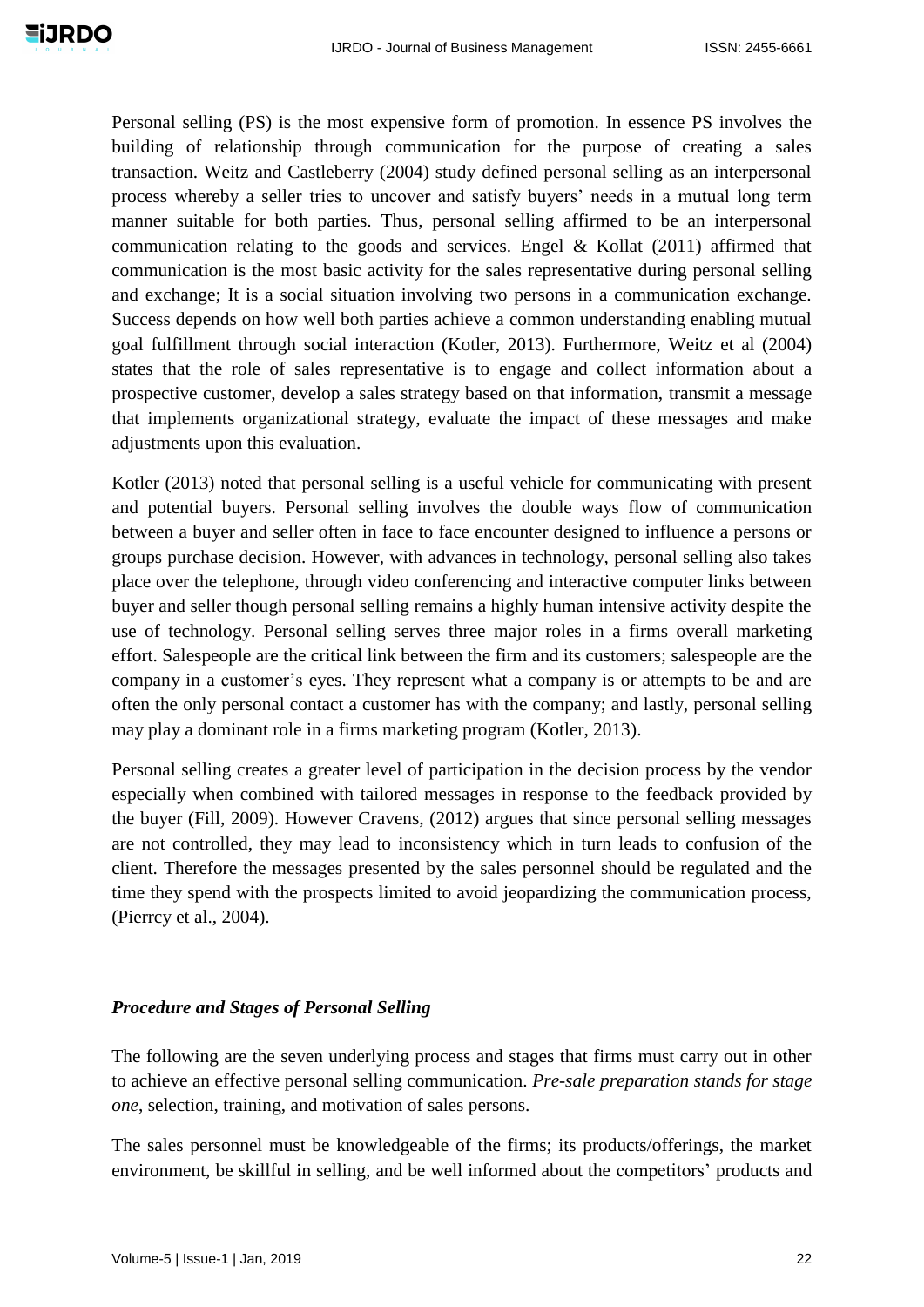Personal selling (PS) is the most expensive form of promotion. In essence PS involves the building of relationship through communication for the purpose of creating a sales transaction. Weitz and Castleberry (2004) study defined personal selling as an interpersonal process whereby a seller tries to uncover and satisfy buyers' needs in a mutual long term manner suitable for both parties. Thus, personal selling affirmed to be an interpersonal communication relating to the goods and services. Engel & Kollat (2011) affirmed that communication is the most basic activity for the sales representative during personal selling and exchange; It is a social situation involving two persons in a communication exchange. Success depends on how well both parties achieve a common understanding enabling mutual goal fulfillment through social interaction (Kotler, 2013). Furthermore, Weitz et al (2004) states that the role of sales representative is to engage and collect information about a prospective customer, develop a sales strategy based on that information, transmit a message that implements organizational strategy, evaluate the impact of these messages and make adjustments upon this evaluation.

Kotler (2013) noted that personal selling is a useful vehicle for communicating with present and potential buyers. Personal selling involves the double ways flow of communication between a buyer and seller often in face to face encounter designed to influence a persons or groups purchase decision. However, with advances in technology, personal selling also takes place over the telephone, through video conferencing and interactive computer links between buyer and seller though personal selling remains a highly human intensive activity despite the use of technology. Personal selling serves three major roles in a firms overall marketing effort. Salespeople are the critical link between the firm and its customers; salespeople are the company in a customer's eyes. They represent what a company is or attempts to be and are often the only personal contact a customer has with the company; and lastly, personal selling may play a dominant role in a firms marketing program (Kotler, 2013).

Personal selling creates a greater level of participation in the decision process by the vendor especially when combined with tailored messages in response to the feedback provided by the buyer (Fill, 2009). However Cravens, (2012) argues that since personal selling messages are not controlled, they may lead to inconsistency which in turn leads to confusion of the client. Therefore the messages presented by the sales personnel should be regulated and the time they spend with the prospects limited to avoid jeopardizing the communication process, (Pierrcy et al., 2004).

### *Procedure and Stages of Personal Selling*

The following are the seven underlying process and stages that firms must carry out in other to achieve an effective personal selling communication. *Pre-sale preparation stands for stage one*, selection, training, and motivation of sales persons.

The sales personnel must be knowledgeable of the firms; its products/offerings, the market environment, be skillful in selling, and be well informed about the competitors' products and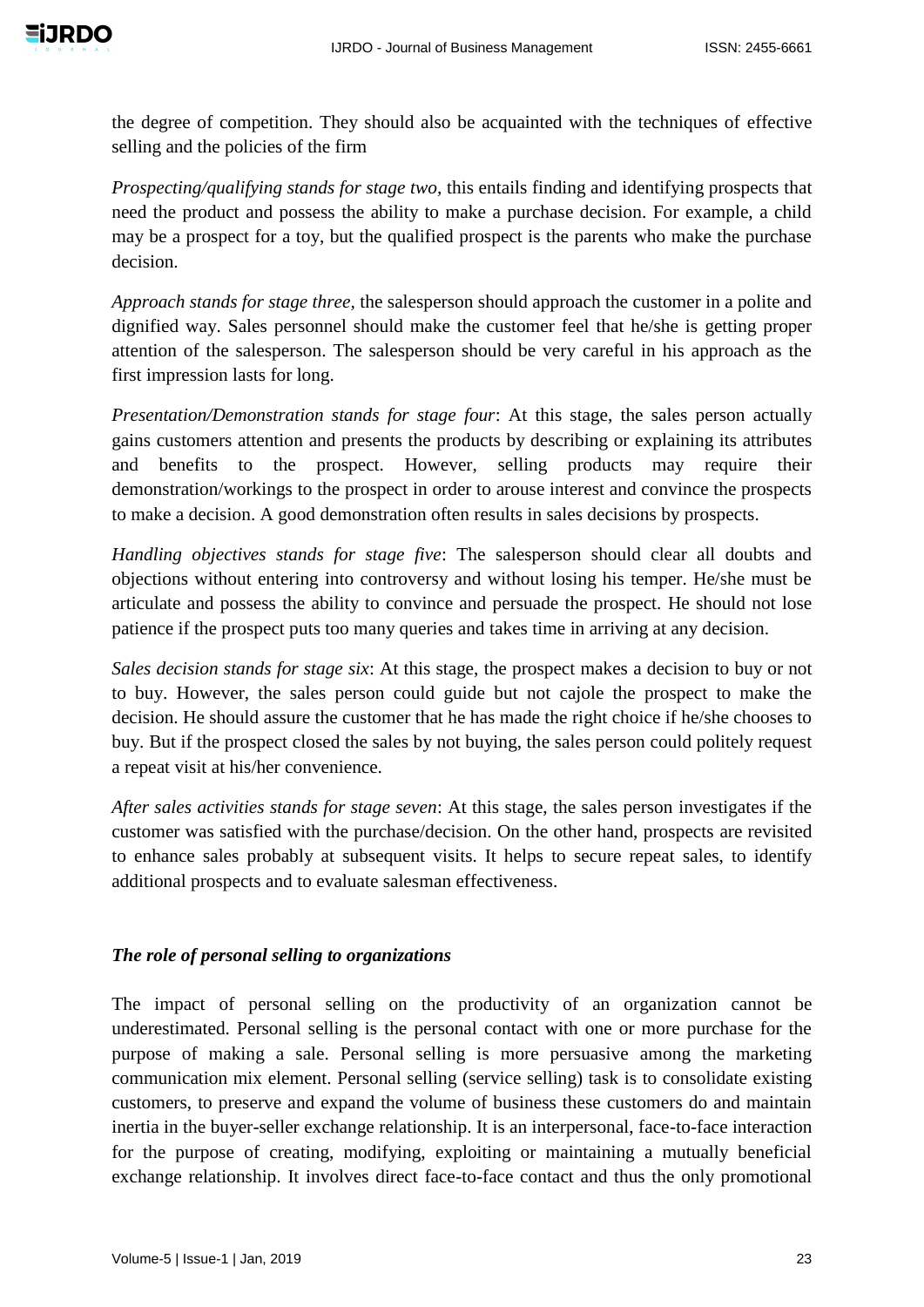the degree of competition. They should also be acquainted with the techniques of effective selling and the policies of the firm

*Prospecting/qualifying stands for stage two,* this entails finding and identifying prospects that need the product and possess the ability to make a purchase decision. For example, a child may be a prospect for a toy, but the qualified prospect is the parents who make the purchase decision.

*Approach stands for stage three,* the salesperson should approach the customer in a polite and dignified way. Sales personnel should make the customer feel that he/she is getting proper attention of the salesperson. The salesperson should be very careful in his approach as the first impression lasts for long.

*Presentation/Demonstration stands for stage four*: At this stage, the sales person actually gains customers attention and presents the products by describing or explaining its attributes and benefits to the prospect. However, selling products may require their demonstration/workings to the prospect in order to arouse interest and convince the prospects to make a decision. A good demonstration often results in sales decisions by prospects.

*Handling objectives stands for stage five*: The salesperson should clear all doubts and objections without entering into controversy and without losing his temper. He/she must be articulate and possess the ability to convince and persuade the prospect. He should not lose patience if the prospect puts too many queries and takes time in arriving at any decision.

*Sales decision stands for stage six*: At this stage, the prospect makes a decision to buy or not to buy. However, the sales person could guide but not cajole the prospect to make the decision. He should assure the customer that he has made the right choice if he/she chooses to buy. But if the prospect closed the sales by not buying, the sales person could politely request a repeat visit at his/her convenience.

*After sales activities stands for stage seven*: At this stage, the sales person investigates if the customer was satisfied with the purchase/decision. On the other hand, prospects are revisited to enhance sales probably at subsequent visits. It helps to secure repeat sales, to identify additional prospects and to evaluate salesman effectiveness.

***The role of personal selling to organizations***

The impact of personal selling on the productivity of an organization cannot be underestimated. Personal selling is the personal contact with one or more purchase for the purpose of making a sale. Personal selling is more persuasive among the marketing communication mix element. Personal selling (service selling) task is to consolidate existing customers, to preserve and expand the volume of business these customers do and maintain inertia in the buyer-seller exchange relationship. It is an interpersonal, face-to-face interaction for the purpose of creating, modifying, exploiting or maintaining a mutually beneficial exchange relationship. It involves direct face-to-face contact and thus the only promotional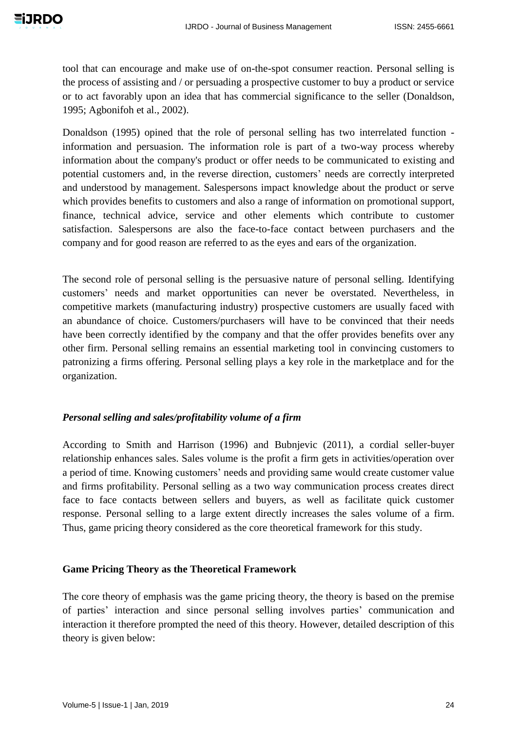tool that can encourage and make use of on-the-spot consumer reaction. Personal selling is the process of assisting and / or persuading a prospective customer to buy a product or service or to act favorably upon an idea that has commercial significance to the seller (Donaldson, 1995; Agbonifoh et al., 2002).

Donaldson (1995) opined that the role of personal selling has two interrelated function - information and persuasion. The information role is part of a two-way process whereby information about the company's product or offer needs to be communicated to existing and potential customers and, in the reverse direction, customers' needs are correctly interpreted and understood by management. Salespersons impact knowledge about the product or serve which provides benefits to customers and also a range of information on promotional support, finance, technical advice, service and other elements which contribute to customer satisfaction. Salespersons are also the face-to-face contact between purchasers and the company and for good reason are referred to as the eyes and ears of the organization.

The second role of personal selling is the persuasive nature of personal selling. Identifying customers' needs and market opportunities can never be overstated. Nevertheless, in competitive markets (manufacturing industry) prospective customers are usually faced with an abundance of choice. Customers/purchasers will have to be convinced that their needs have been correctly identified by the company and that the offer provides benefits over any other firm. Personal selling remains an essential marketing tool in convincing customers to patronizing a firms offering. Personal selling plays a key role in the marketplace and for the organization.

### *Personal selling and sales/profitability volume of a firm*

According to Smith and Harrison (1996) and Bubnjevic (2011), a cordial seller-buyer relationship enhances sales. Sales volume is the profit a firm gets in activities/operation over a period of time. Knowing customers' needs and providing same would create customer value and firms profitability. Personal selling as a two way communication process creates direct face to face contacts between sellers and buyers, as well as facilitate quick customer response. Personal selling to a large extent directly increases the sales volume of a firm. Thus, game pricing theory considered as the core theoretical framework for this study.

### **Game Pricing Theory as the Theoretical Framework**

The core theory of emphasis was the game pricing theory, the theory is based on the premise of parties' interaction and since personal selling involves parties' communication and interaction it therefore prompted the need of this theory. However, detailed description of this theory is given below: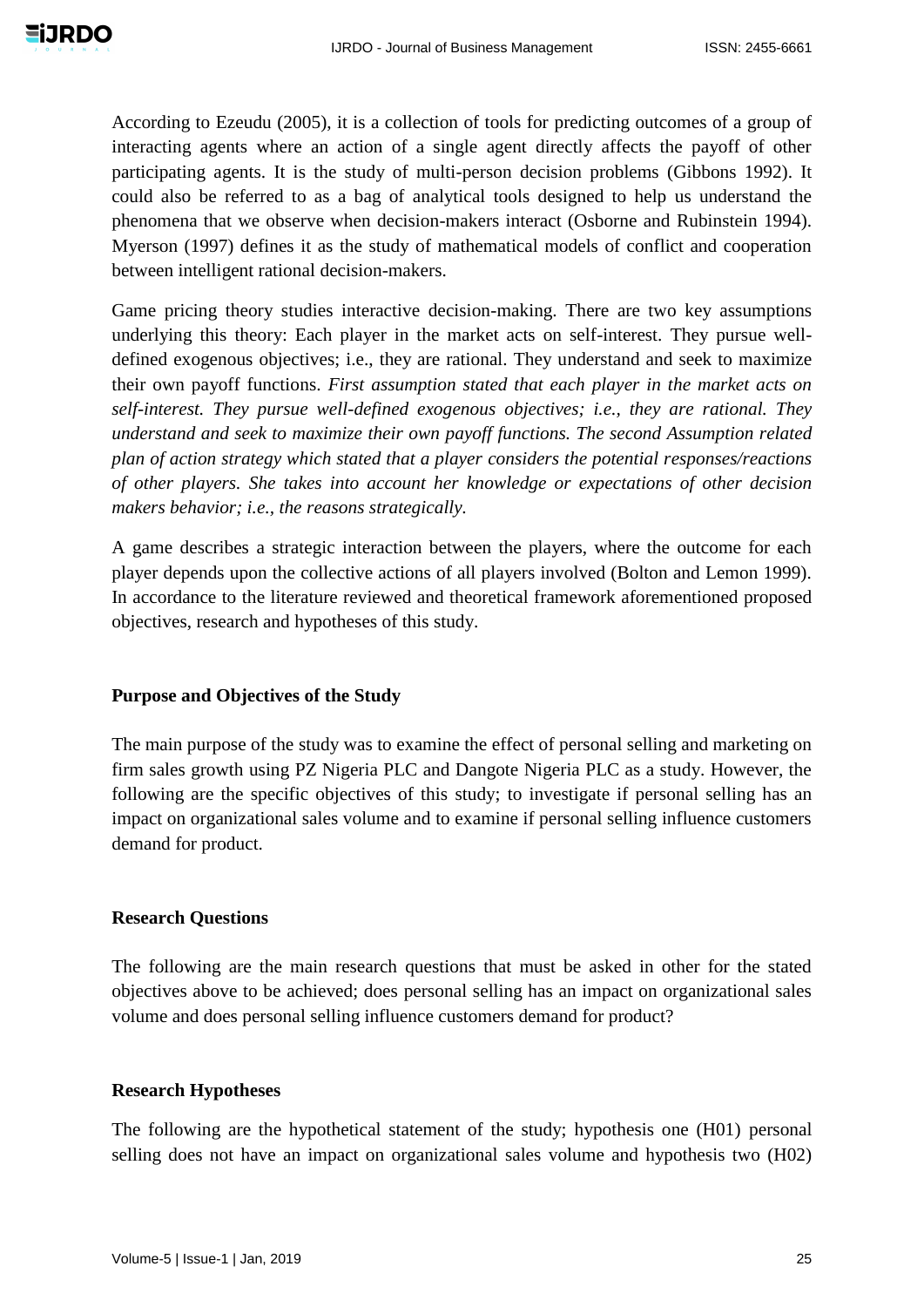According to Ezeudu (2005), it is a collection of tools for predicting outcomes of a group of interacting agents where an action of a single agent directly affects the payoff of other participating agents. It is the study of multi-person decision problems (Gibbons 1992). It could also be referred to as a bag of analytical tools designed to help us understand the phenomena that we observe when decision-makers interact (Osborne and Rubinstein 1994). Myerson (1997) defines it as the study of mathematical models of conflict and cooperation between intelligent rational decision-makers.

Game pricing theory studies interactive decision-making. There are two key assumptions underlying this theory: Each player in the market acts on self-interest. They pursue well-defined exogenous objectives; i.e., they are rational. They understand and seek to maximize their own payoff functions. *First assumption stated that each player in the market acts on self-interest. They pursue well-defined exogenous objectives; i.e., they are rational. They understand and seek to maximize their own payoff functions. The second Assumption related plan of action strategy which stated that a player considers the potential responses/reactions of other players. She takes into account her knowledge or expectations of other decision makers behavior; i.e., the reasons strategically.*

A game describes a strategic interaction between the players, where the outcome for each player depends upon the collective actions of all players involved (Bolton and Lemon 1999). In accordance to the literature reviewed and theoretical framework aforementioned proposed objectives, research and hypotheses of this study.

## Purpose and Objectives of the Study

The main purpose of the study was to examine the effect of personal selling and marketing on firm sales growth using PZ Nigeria PLC and Dangote Nigeria PLC as a study. However, the following are the specific objectives of this study; to investigate if personal selling has an impact on organizational sales volume and to examine if personal selling influence customers demand for product.

## Research Questions

The following are the main research questions that must be asked in other for the stated objectives above to be achieved; does personal selling has an impact on organizational sales volume and does personal selling influence customers demand for product?

## Research Hypotheses

The following are the hypothetical statement of the study; hypothesis one (H01) personal selling does not have an impact on organizational sales volume and hypothesis two (H02)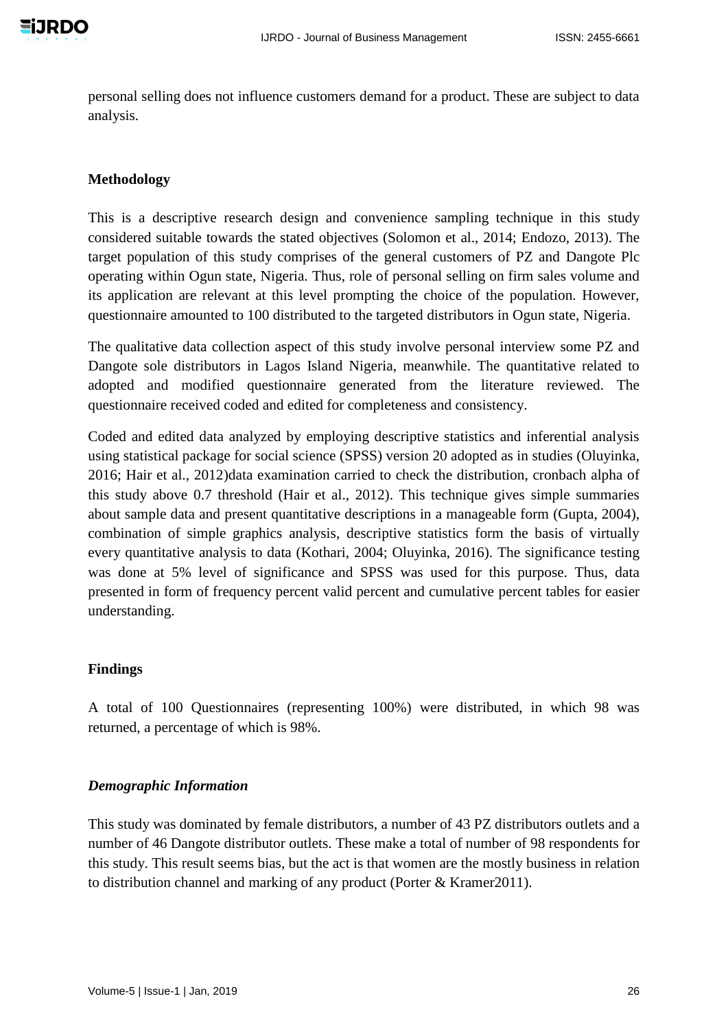personal selling does not influence customers demand for a product. These are subject to data analysis.

## Methodology

This is a descriptive research design and convenience sampling technique in this study considered suitable towards the stated objectives (Solomon et al., 2014; Endozo, 2013). The target population of this study comprises of the general customers of PZ and Dangote Plc operating within Ogun state, Nigeria. Thus, role of personal selling on firm sales volume and its application are relevant at this level prompting the choice of the population. However, questionnaire amounted to 100 distributed to the targeted distributors in Ogun state, Nigeria.

The qualitative data collection aspect of this study involve personal interview some PZ and Dangote sole distributors in Lagos Island Nigeria, meanwhile. The quantitative related to adopted and modified questionnaire generated from the literature reviewed. The questionnaire received coded and edited for completeness and consistency.

Coded and edited data analyzed by employing descriptive statistics and inferential analysis using statistical package for social science (SPSS) version 20 adopted as in studies (Oluyinka, 2016; Hair et al., 2012)data examination carried to check the distribution, cronbach alpha of this study above 0.7 threshold (Hair et al., 2012). This technique gives simple summaries about sample data and present quantitative descriptions in a manageable form (Gupta, 2004), combination of simple graphics analysis, descriptive statistics form the basis of virtually every quantitative analysis to data (Kothari, 2004; Oluyinka, 2016). The significance testing was done at 5% level of significance and SPSS was used for this purpose. Thus, data presented in form of frequency percent valid percent and cumulative percent tables for easier understanding.

## Findings

A total of 100 Questionnaires (representing 100%) were distributed, in which 98 was returned, a percentage of which is 98%.

### *Demographic Information*

This study was dominated by female distributors, a number of 43 PZ distributors outlets and a number of 46 Dangote distributor outlets. These make a total of number of 98 respondents for this study. This result seems bias, but the act is that women are the mostly business in relation to distribution channel and marking of any product (Porter & Kramer2011).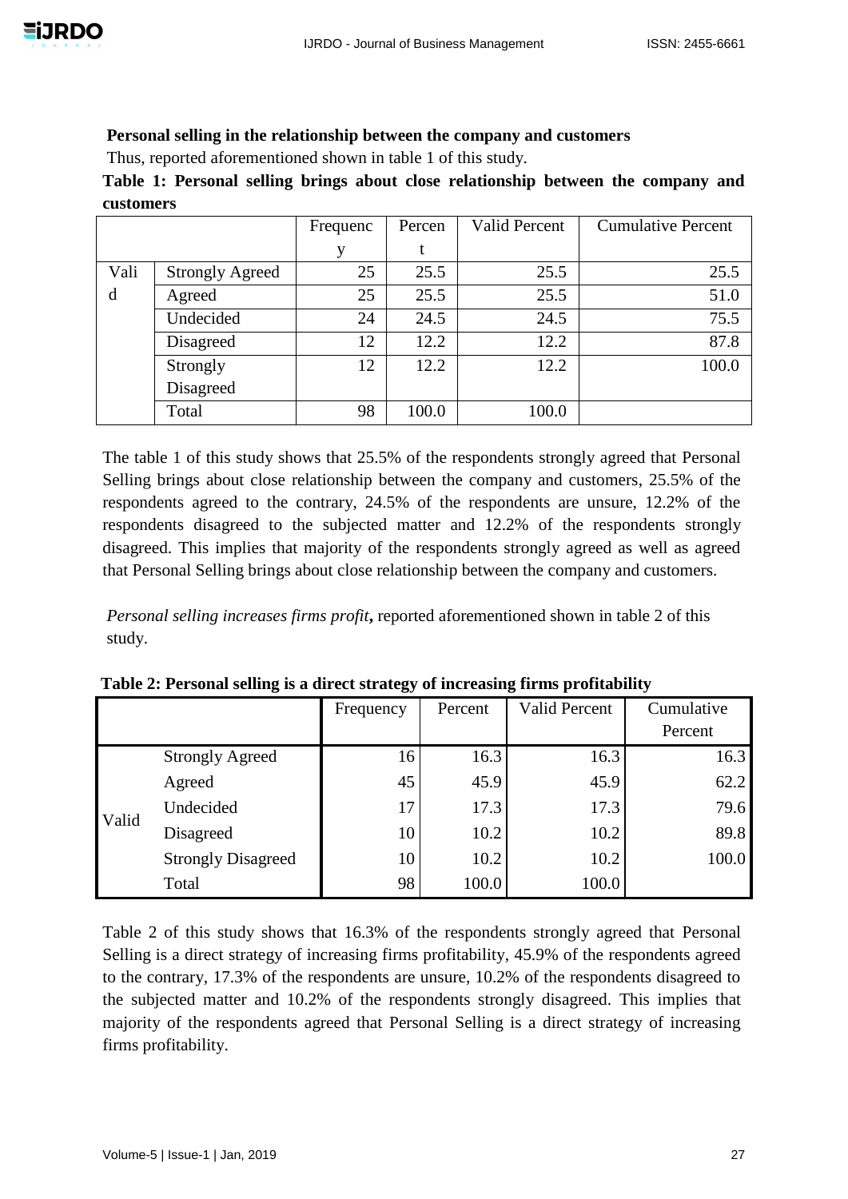**Personal selling in the relationship between the company and customers**

Thus, reported aforementioned shown in table 1 of this study.

**Table 1: Personal selling brings about close relationship between the company and customers**

| | | Frequency | Percent | Valid Percent | Cumulative Percent |
|---|---|---|---|---|---|
| Valid | Strongly Agreed | 25 | 25.5 | 25.5 | 25.5 |
| | Agreed | 25 | 25.5 | 25.5 | 51.0 |
| | Undecided | 24 | 24.5 | 24.5 | 75.5 |
| | Disagreed | 12 | 12.2 | 12.2 | 87.8 |
| | Strongly Disagreed | 12 | 12.2 | 12.2 | 100.0 |
| | Total | 98 | 100.0 | 100.0 | |

The table 1 of this study shows that 25.5% of the respondents strongly agreed that Personal Selling brings about close relationship between the company and customers, 25.5% of the respondents agreed to the contrary, 24.5% of the respondents are unsure, 12.2% of the respondents disagreed to the subjected matter and 12.2% of the respondents strongly disagreed. This implies that majority of the respondents strongly agreed as well as agreed that Personal Selling brings about close relationship between the company and customers.

*Personal selling increases firms profit***,** reported aforementioned shown in table 2 of this study.

**Table 2: Personal selling is a direct strategy of increasing firms profitability**

| | | Frequency | Percent | Valid Percent | Cumulative Percent |
|---|---|---|---|---|---|
| Valid | Strongly Agreed | 16 | 16.3 | 16.3 | 16.3 |
| | Agreed | 45 | 45.9 | 45.9 | 62.2 |
| | Undecided | 17 | 17.3 | 17.3 | 79.6 |
| | Disagreed | 10 | 10.2 | 10.2 | 89.8 |
| | Strongly Disagreed | 10 | 10.2 | 10.2 | 100.0 |
| | Total | 98 | 100.0 | 100.0 | |

Table 2 of this study shows that 16.3% of the respondents strongly agreed that Personal Selling is a direct strategy of increasing firms profitability, 45.9% of the respondents agreed to the contrary, 17.3% of the respondents are unsure, 10.2% of the respondents disagreed to the subjected matter and 10.2% of the respondents strongly disagreed. This implies that majority of the respondents agreed that Personal Selling is a direct strategy of increasing firms profitability.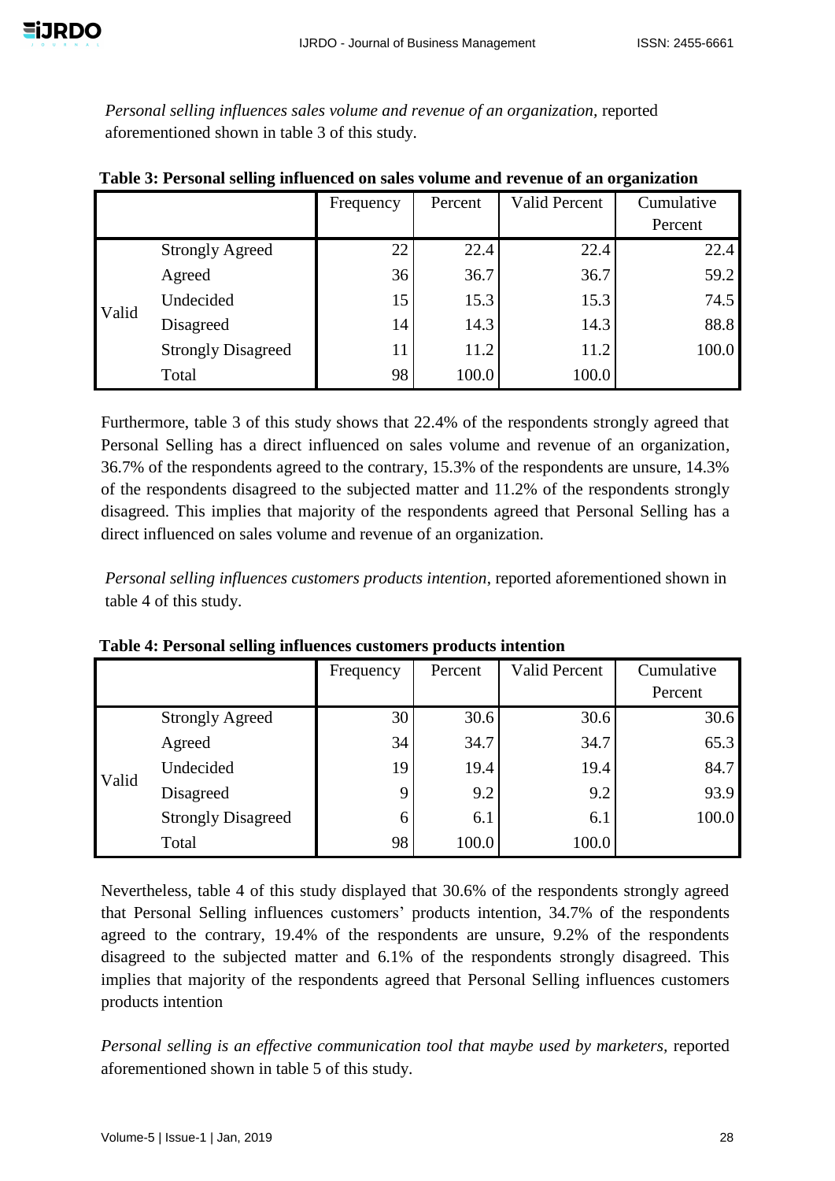*Personal selling influences sales volume and revenue of an organization*, reported aforementioned shown in table 3 of this study.

**Table 3: Personal selling influenced on sales volume and revenue of an organization**

| | | Frequency | Percent | Valid Percent | Cumulative Percent |
|---|---|---|---|---|---|
| Valid | Strongly Agreed | 22 | 22.4 | 22.4 | 22.4 |
| | Agreed | 36 | 36.7 | 36.7 | 59.2 |
| | Undecided | 15 | 15.3 | 15.3 | 74.5 |
| | Disagreed | 14 | 14.3 | 14.3 | 88.8 |
| | Strongly Disagreed | 11 | 11.2 | 11.2 | 100.0 |
| | Total | 98 | 100.0 | 100.0 | |

Furthermore, table 3 of this study shows that 22.4% of the respondents strongly agreed that Personal Selling has a direct influenced on sales volume and revenue of an organization, 36.7% of the respondents agreed to the contrary, 15.3% of the respondents are unsure, 14.3% of the respondents disagreed to the subjected matter and 11.2% of the respondents strongly disagreed. This implies that majority of the respondents agreed that Personal Selling has a direct influenced on sales volume and revenue of an organization.

*Personal selling influences customers products intention*, reported aforementioned shown in table 4 of this study.

**Table 4: Personal selling influences customers products intention**

| | | Frequency | Percent | Valid Percent | Cumulative Percent |
|---|---|---|---|---|---|
| Valid | Strongly Agreed | 30 | 30.6 | 30.6 | 30.6 |
| | Agreed | 34 | 34.7 | 34.7 | 65.3 |
| | Undecided | 19 | 19.4 | 19.4 | 84.7 |
| | Disagreed | 9 | 9.2 | 9.2 | 93.9 |
| | Strongly Disagreed | 6 | 6.1 | 6.1 | 100.0 |
| | Total | 98 | 100.0 | 100.0 | |

Nevertheless, table 4 of this study displayed that 30.6% of the respondents strongly agreed that Personal Selling influences customers' products intention, 34.7% of the respondents agreed to the contrary, 19.4% of the respondents are unsure, 9.2% of the respondents disagreed to the subjected matter and 6.1% of the respondents strongly disagreed. This implies that majority of the respondents agreed that Personal Selling influences customers products intention

*Personal selling is an effective communication tool that maybe used by marketers*, reported aforementioned shown in table 5 of this study.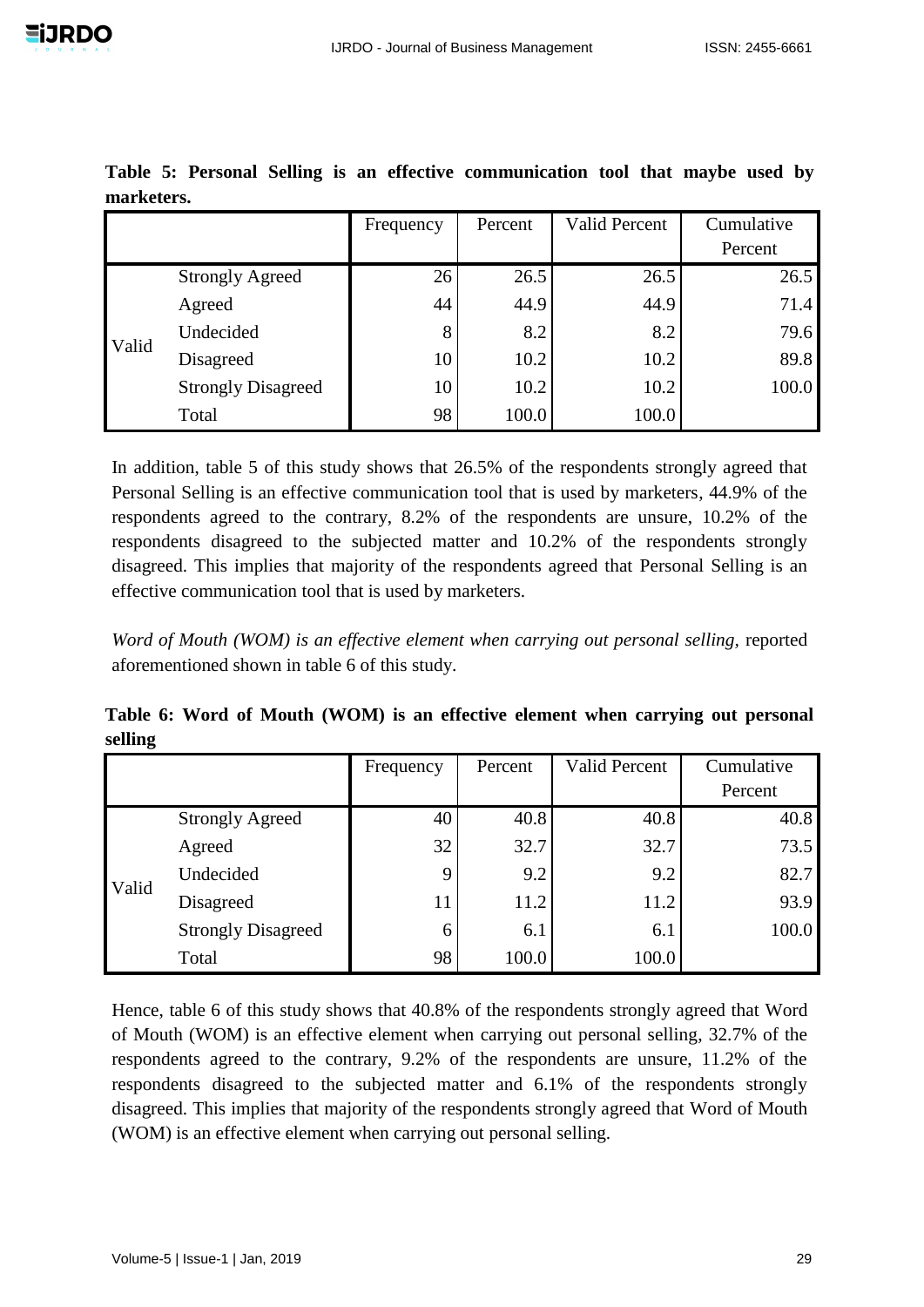**Table 5: Personal Selling is an effective communication tool that maybe used by marketers.**

| | | Frequency | Percent | Valid Percent | Cumulative Percent |
|---|---|---|---|---|---|
| Valid | Strongly Agreed | 26 | 26.5 | 26.5 | 26.5 |
| | Agreed | 44 | 44.9 | 44.9 | 71.4 |
| | Undecided | 8 | 8.2 | 8.2 | 79.6 |
| | Disagreed | 10 | 10.2 | 10.2 | 89.8 |
| | Strongly Disagreed | 10 | 10.2 | 10.2 | 100.0 |
| | Total | 98 | 100.0 | 100.0 | |

In addition, table 5 of this study shows that 26.5% of the respondents strongly agreed that Personal Selling is an effective communication tool that is used by marketers, 44.9% of the respondents agreed to the contrary, 8.2% of the respondents are unsure, 10.2% of the respondents disagreed to the subjected matter and 10.2% of the respondents strongly disagreed. This implies that majority of the respondents agreed that Personal Selling is an effective communication tool that is used by marketers.

*Word of Mouth (WOM) is an effective element when carrying out personal selling,* reported aforementioned shown in table 6 of this study.

**Table 6: Word of Mouth (WOM) is an effective element when carrying out personal selling**

| | | Frequency | Percent | Valid Percent | Cumulative Percent |
|---|---|---|---|---|---|
| Valid | Strongly Agreed | 40 | 40.8 | 40.8 | 40.8 |
| | Agreed | 32 | 32.7 | 32.7 | 73.5 |
| | Undecided | 9 | 9.2 | 9.2 | 82.7 |
| | Disagreed | 11 | 11.2 | 11.2 | 93.9 |
| | Strongly Disagreed | 6 | 6.1 | 6.1 | 100.0 |
| | Total | 98 | 100.0 | 100.0 | |

Hence, table 6 of this study shows that 40.8% of the respondents strongly agreed that Word of Mouth (WOM) is an effective element when carrying out personal selling, 32.7% of the respondents agreed to the contrary, 9.2% of the respondents are unsure, 11.2% of the respondents disagreed to the subjected matter and 6.1% of the respondents strongly disagreed. This implies that majority of the respondents strongly agreed that Word of Mouth (WOM) is an effective element when carrying out personal selling.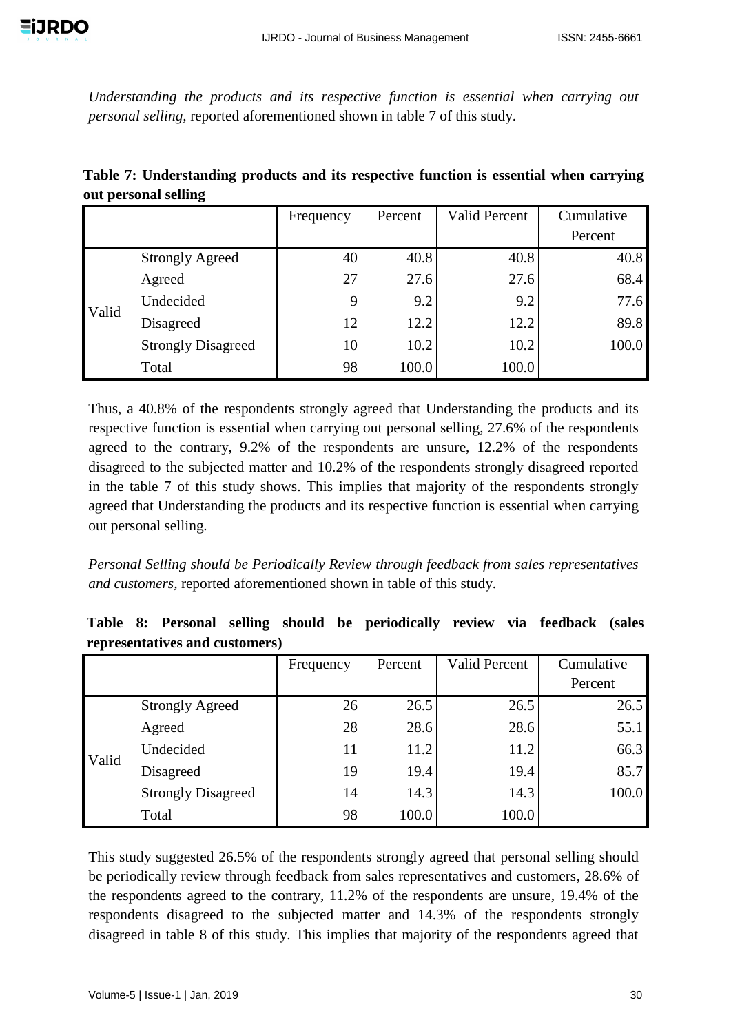*Understanding the products and its respective function is essential when carrying out personal selling,* reported aforementioned shown in table 7 of this study.

**Table 7: Understanding products and its respective function is essential when carrying out personal selling**

| | | Frequency | Percent | Valid Percent | Cumulative Percent |
|---|---|---|---|---|---|
| Valid | Strongly Agreed | 40 | 40.8 | 40.8 | 40.8 |
| | Agreed | 27 | 27.6 | 27.6 | 68.4 |
| | Undecided | 9 | 9.2 | 9.2 | 77.6 |
| | Disagreed | 12 | 12.2 | 12.2 | 89.8 |
| | Strongly Disagreed | 10 | 10.2 | 10.2 | 100.0 |
| | Total | 98 | 100.0 | 100.0 | |

Thus, a 40.8% of the respondents strongly agreed that Understanding the products and its respective function is essential when carrying out personal selling, 27.6% of the respondents agreed to the contrary, 9.2% of the respondents are unsure, 12.2% of the respondents disagreed to the subjected matter and 10.2% of the respondents strongly disagreed reported in the table 7 of this study shows. This implies that majority of the respondents strongly agreed that Understanding the products and its respective function is essential when carrying out personal selling.

*Personal Selling should be Periodically Review through feedback from sales representatives and customers,* reported aforementioned shown in table of this study.

**Table 8: Personal selling should be periodically review via feedback (sales representatives and customers)**

| | | Frequency | Percent | Valid Percent | Cumulative Percent |
|---|---|---|---|---|---|
| Valid | Strongly Agreed | 26 | 26.5 | 26.5 | 26.5 |
| | Agreed | 28 | 28.6 | 28.6 | 55.1 |
| | Undecided | 11 | 11.2 | 11.2 | 66.3 |
| | Disagreed | 19 | 19.4 | 19.4 | 85.7 |
| | Strongly Disagreed | 14 | 14.3 | 14.3 | 100.0 |
| | Total | 98 | 100.0 | 100.0 | |

This study suggested 26.5% of the respondents strongly agreed that personal selling should be periodically review through feedback from sales representatives and customers, 28.6% of the respondents agreed to the contrary, 11.2% of the respondents are unsure, 19.4% of the respondents disagreed to the subjected matter and 14.3% of the respondents strongly disagreed in table 8 of this study. This implies that majority of the respondents agreed that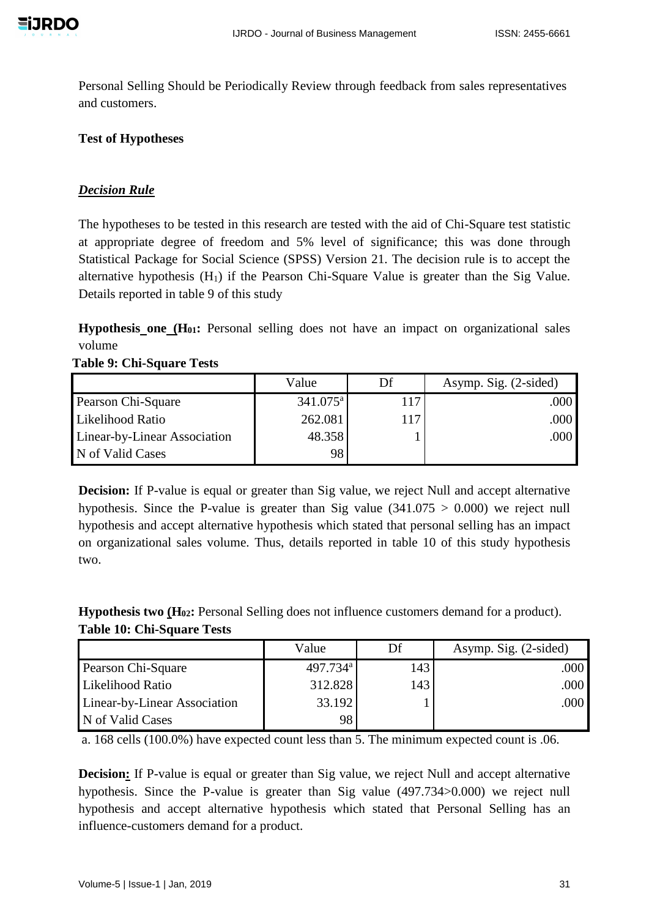Personal Selling Should be Periodically Review through feedback from sales representatives and customers.

**Test of Hypotheses**

***Decision Rule***

The hypotheses to be tested in this research are tested with the aid of Chi-Square test statistic at appropriate degree of freedom and 5% level of significance; this was done through Statistical Package for Social Science (SPSS) Version 21. The decision rule is to accept the alternative hypothesis ($H_1$) if the Pearson Chi-Square Value is greater than the Sig Value. Details reported in table 9 of this study

**Hypothesis one ($H_{01}$:** Personal selling does not have an impact on organizational sales volume

**Table 9: Chi-Square Tests**

| | Value | Df | Asymp. Sig. (2-sided) |
|---|---|---|---|
| Pearson Chi-Square | 341.075[a] | 117 | .000 |
| Likelihood Ratio | 262.081 | 117 | .000 |
| Linear-by-Linear Association | 48.358 | 1 | .000 |
| N of Valid Cases | 98 | | |

**Decision:** If P-value is equal or greater than Sig value, we reject Null and accept alternative hypothesis. Since the P-value is greater than Sig value ($341.075 > 0.000$) we reject null hypothesis and accept alternative hypothesis which stated that personal selling has an impact on organizational sales volume. Thus, details reported in table 10 of this study hypothesis two.

**Hypothesis two ($H_{02}$:** Personal Selling does not influence customers demand for a product).

**Table 10: Chi-Square Tests**

| | Value | Df | Asymp. Sig. (2-sided) |
|---|---|---|---|
| Pearson Chi-Square | 497.734[a] | 143 | .000 |
| Likelihood Ratio | 312.828 | 143 | .000 |
| Linear-by-Linear Association | 33.192 | 1 | .000 |
| N of Valid Cases | 98 | | |

a. 168 cells (100.0%) have expected count less than 5. The minimum expected count is .06.

**Decision:** If P-value is equal or greater than Sig value, we reject Null and accept alternative hypothesis. Since the P-value is greater than Sig value ($497.734>0.000$) we reject null hypothesis and accept alternative hypothesis which stated that Personal Selling has an influence-customers demand for a product.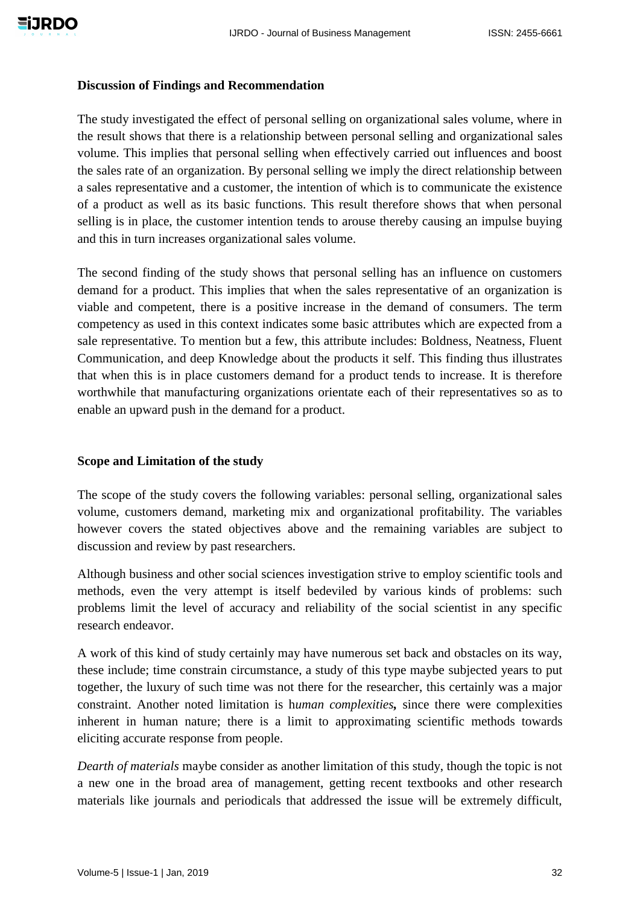### Discussion of Findings and Recommendation

The study investigated the effect of personal selling on organizational sales volume, where in the result shows that there is a relationship between personal selling and organizational sales volume. This implies that personal selling when effectively carried out influences and boost the sales rate of an organization. By personal selling we imply the direct relationship between a sales representative and a customer, the intention of which is to communicate the existence of a product as well as its basic functions. This result therefore shows that when personal selling is in place, the customer intention tends to arouse thereby causing an impulse buying and this in turn increases organizational sales volume.

The second finding of the study shows that personal selling has an influence on customers demand for a product. This implies that when the sales representative of an organization is viable and competent, there is a positive increase in the demand of consumers. The term competency as used in this context indicates some basic attributes which are expected from a sale representative. To mention but a few, this attribute includes: Boldness, Neatness, Fluent Communication, and deep Knowledge about the products it self. This finding thus illustrates that when this is in place customers demand for a product tends to increase. It is therefore worthwhile that manufacturing organizations orientate each of their representatives so as to enable an upward push in the demand for a product.

### Scope and Limitation of the study

The scope of the study covers the following variables: personal selling, organizational sales volume, customers demand, marketing mix and organizational profitability. The variables however covers the stated objectives above and the remaining variables are subject to discussion and review by past researchers.

Although business and other social sciences investigation strive to employ scientific tools and methods, even the very attempt is itself bedeviled by various kinds of problems: such problems limit the level of accuracy and reliability of the social scientist in any specific research endeavor.

A work of this kind of study certainly may have numerous set back and obstacles on its way, these include; time constrain circumstance, a study of this type maybe subjected years to put together, the luxury of such time was not there for the researcher, this certainly was a major constraint. Another noted limitation is h*uman complexities***,** since there were complexities inherent in human nature; there is a limit to approximating scientific methods towards eliciting accurate response from people.

*Dearth of materials* maybe consider as another limitation of this study, though the topic is not a new one in the broad area of management, getting recent textbooks and other research materials like journals and periodicals that addressed the issue will be extremely difficult,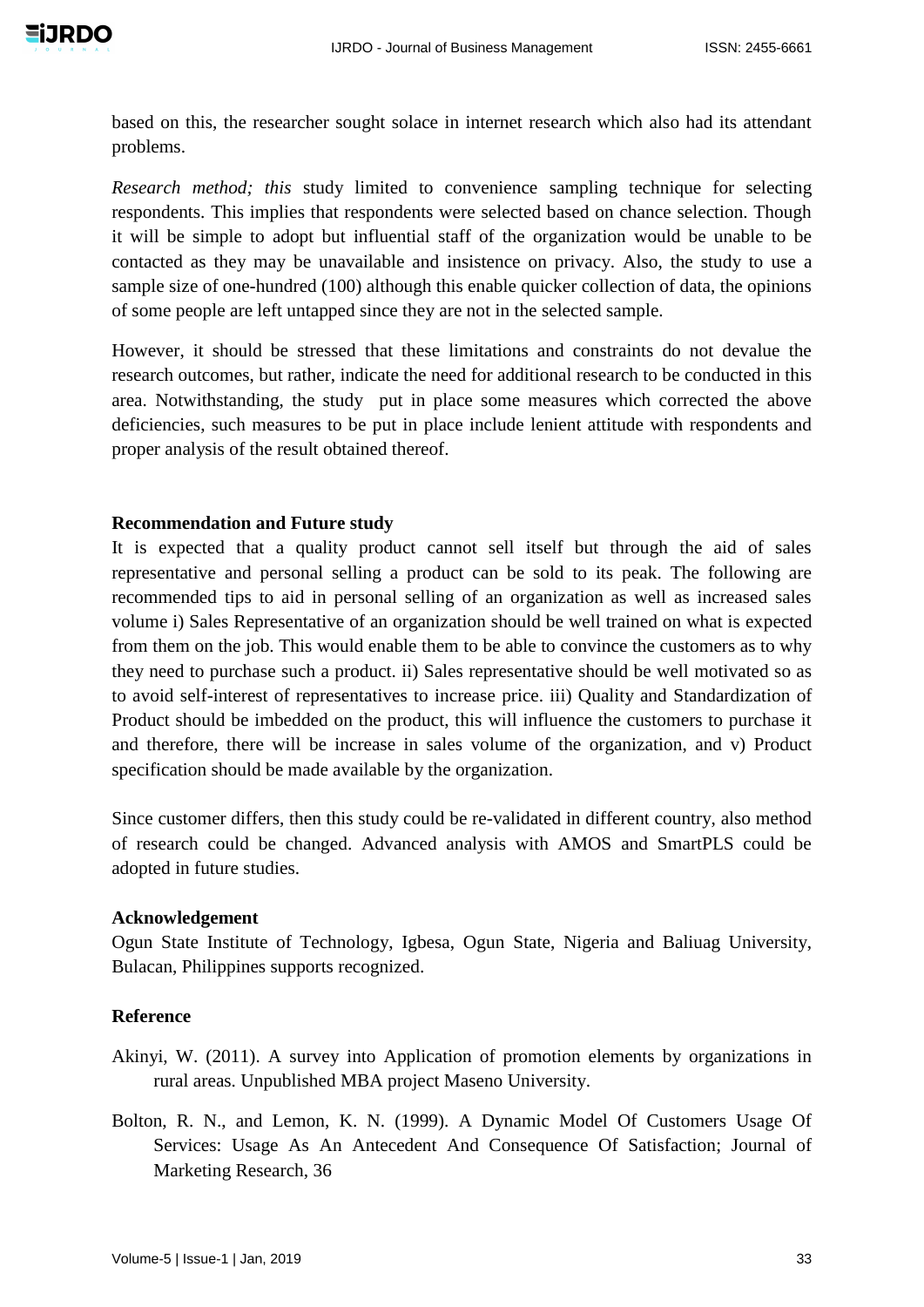based on this, the researcher sought solace in internet research which also had its attendant problems.

*Research method; this* study limited to convenience sampling technique for selecting respondents. This implies that respondents were selected based on chance selection. Though it will be simple to adopt but influential staff of the organization would be unable to be contacted as they may be unavailable and insistence on privacy. Also, the study to use a sample size of one-hundred (100) although this enable quicker collection of data, the opinions of some people are left untapped since they are not in the selected sample.

However, it should be stressed that these limitations and constraints do not devalue the research outcomes, but rather, indicate the need for additional research to be conducted in this area. Notwithstanding, the study put in place some measures which corrected the above deficiencies, such measures to be put in place include lenient attitude with respondents and proper analysis of the result obtained thereof.

**Recommendation and Future study**

It is expected that a quality product cannot sell itself but through the aid of sales representative and personal selling a product can be sold to its peak. The following are recommended tips to aid in personal selling of an organization as well as increased sales volume i) Sales Representative of an organization should be well trained on what is expected from them on the job. This would enable them to be able to convince the customers as to why they need to purchase such a product. ii) Sales representative should be well motivated so as to avoid self-interest of representatives to increase price. iii) Quality and Standardization of Product should be imbedded on the product, this will influence the customers to purchase it and therefore, there will be increase in sales volume of the organization, and v) Product specification should be made available by the organization.

Since customer differs, then this study could be re-validated in different country, also method of research could be changed. Advanced analysis with AMOS and SmartPLS could be adopted in future studies.

**Acknowledgement**

Ogun State Institute of Technology, Igbesa, Ogun State, Nigeria and Baliuag University, Bulacan, Philippines supports recognized.

**Reference**

Akinyi, W. (2011). A survey into Application of promotion elements by organizations in rural areas. Unpublished MBA project Maseno University.

Bolton, R. N., and Lemon, K. N. (1999). A Dynamic Model Of Customers Usage Of Services: Usage As An Antecedent And Consequence Of Satisfaction; Journal of Marketing Research, 36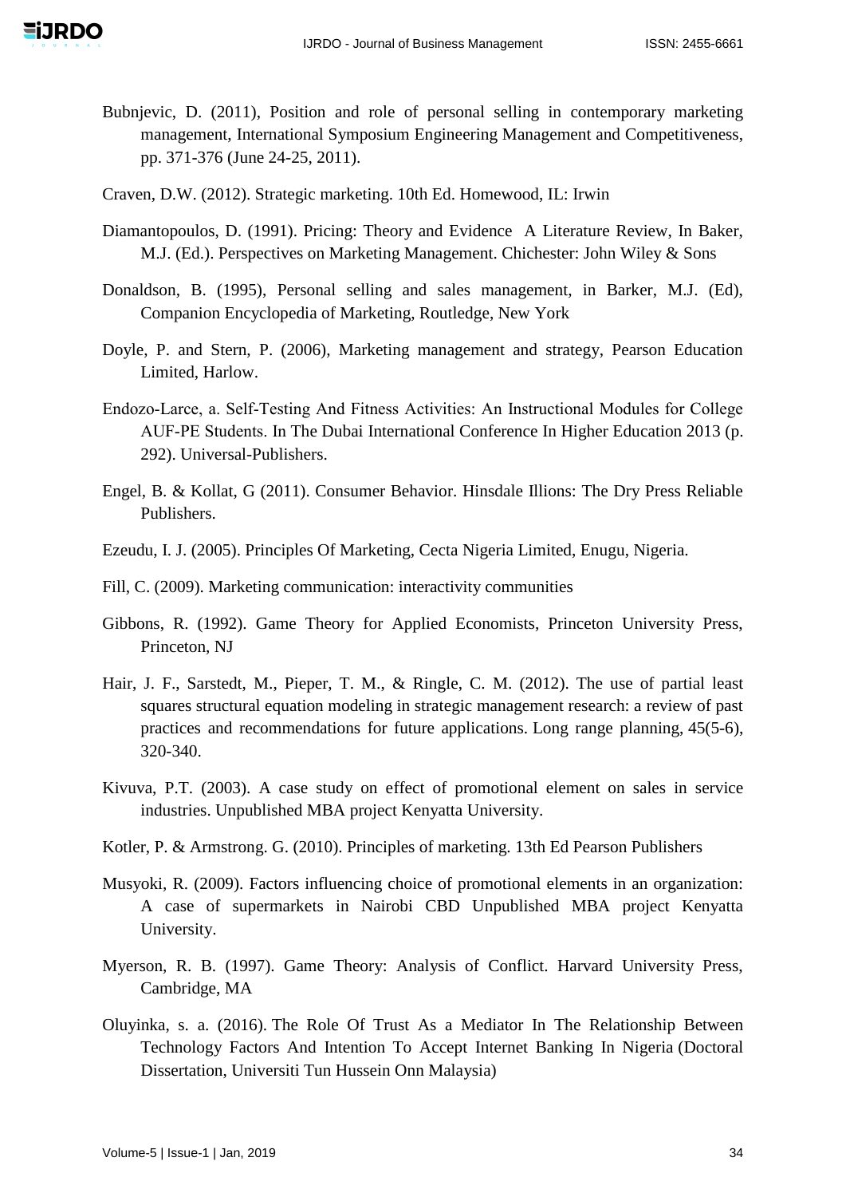Bubnjevic, D. (2011), Position and role of personal selling in contemporary marketing management, International Symposium Engineering Management and Competitiveness, pp. 371-376 (June 24-25, 2011).

Craven, D.W. (2012). Strategic marketing. 10th Ed. Homewood, IL: Irwin

Diamantopoulos, D. (1991). Pricing: Theory and Evidence A Literature Review, In Baker, M.J. (Ed.). Perspectives on Marketing Management. Chichester: John Wiley & Sons

Donaldson, B. (1995), Personal selling and sales management, in Barker, M.J. (Ed), Companion Encyclopedia of Marketing, Routledge, New York

Doyle, P. and Stern, P. (2006), Marketing management and strategy, Pearson Education Limited, Harlow.

Endozo-Larce, a. Self-Testing And Fitness Activities: An Instructional Modules for College AUF-PE Students. In The Dubai International Conference In Higher Education 2013 (p. 292). Universal-Publishers.

Engel, B. & Kollat, G (2011). Consumer Behavior. Hinsdale Illions: The Dry Press Reliable Publishers.

Ezeudu, I. J. (2005). Principles Of Marketing, Cecta Nigeria Limited, Enugu, Nigeria.

Fill, C. (2009). Marketing communication: interactivity communities

Gibbons, R. (1992). Game Theory for Applied Economists, Princeton University Press, Princeton, NJ

Hair, J. F., Sarstedt, M., Pieper, T. M., & Ringle, C. M. (2012). The use of partial least squares structural equation modeling in strategic management research: a review of past practices and recommendations for future applications. Long range planning, 45(5-6), 320-340.

Kivuva, P.T. (2003). A case study on effect of promotional element on sales in service industries. Unpublished MBA project Kenyatta University.

Kotler, P. & Armstrong. G. (2010). Principles of marketing. 13th Ed Pearson Publishers

Musyoki, R. (2009). Factors influencing choice of promotional elements in an organization: A case of supermarkets in Nairobi CBD Unpublished MBA project Kenyatta University.

Myerson, R. B. (1997). Game Theory: Analysis of Conflict. Harvard University Press, Cambridge, MA

Oluyinka, s. a. (2016). The Role Of Trust As a Mediator In The Relationship Between Technology Factors And Intention To Accept Internet Banking In Nigeria (Doctoral Dissertation, Universiti Tun Hussein Onn Malaysia)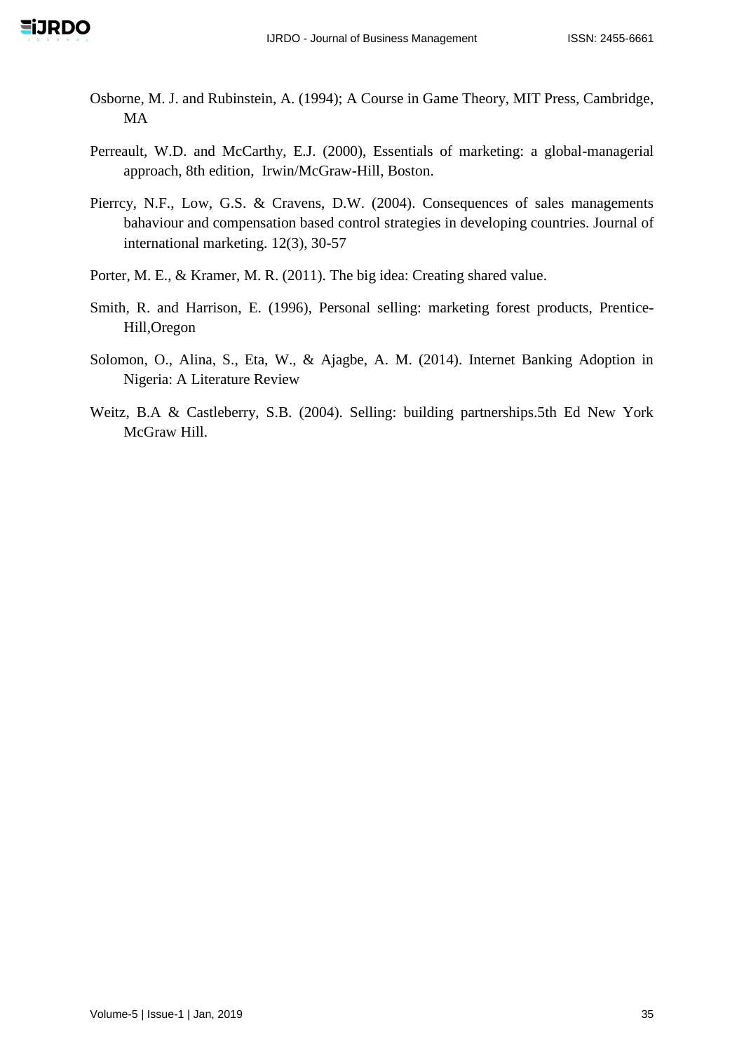Osborne, M. J. and Rubinstein, A. (1994); A Course in Game Theory, MIT Press, Cambridge, MA

Perreault, W.D. and McCarthy, E.J. (2000), Essentials of marketing: a global-managerial approach, 8th edition, Irwin/McGraw-Hill, Boston.

Pierrcy, N.F., Low, G.S. & Cravens, D.W. (2004). Consequences of sales managements bahaviour and compensation based control strategies in developing countries. Journal of international marketing. 12(3), 30-57

Porter, M. E., & Kramer, M. R. (2011). The big idea: Creating shared value.

Smith, R. and Harrison, E. (1996), Personal selling: marketing forest products, Prentice-Hill,Oregon

Solomon, O., Alina, S., Eta, W., & Ajagbe, A. M. (2014). Internet Banking Adoption in Nigeria: A Literature Review

Weitz, B.A & Castleberry, S.B. (2004). Selling: building partnerships.5th Ed New York McGraw Hill.